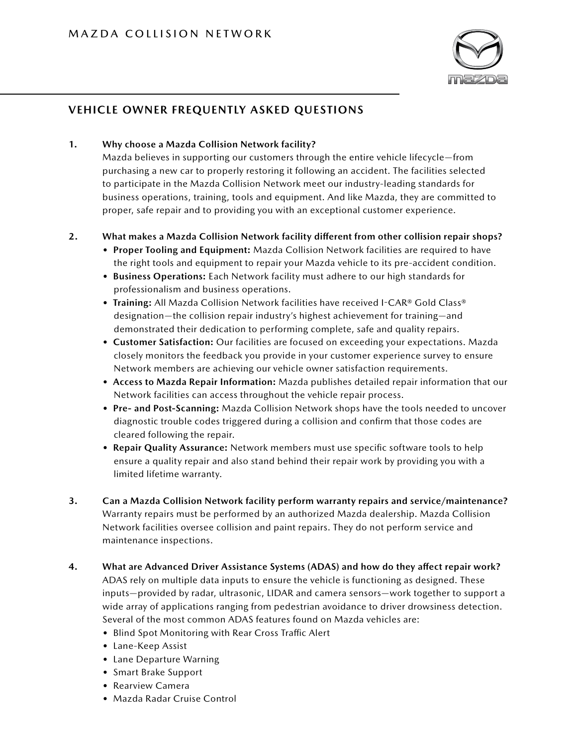MAZDA COLLISION NETWORK

## VEHICLE OWNER FREQUENTLY ASKED QUESTIONS

1. **Why choose a Mazda Collision Network facility?**
   Mazda believes in supporting our customers through the entire vehicle lifecycle—from purchasing a new car to properly restoring it following an accident. The facilities selected to participate in the Mazda Collision Network meet our industry-leading standards for business operations, training, tools and equipment. And like Mazda, they are committed to proper, safe repair and to providing you with an exceptional customer experience.

2. **What makes a Mazda Collision Network facility different from other collision repair shops?**
   - **Proper Tooling and Equipment:** Mazda Collision Network facilities are required to have the right tools and equipment to repair your Mazda vehicle to its pre-accident condition.
   - **Business Operations:** Each Network facility must adhere to our high standards for professionalism and business operations.
   - **Training:** All Mazda Collision Network facilities have received I-CAR® Gold Class® designation—the collision repair industry's highest achievement for training—and demonstrated their dedication to performing complete, safe and quality repairs.
   - **Customer Satisfaction:** Our facilities are focused on exceeding your expectations. Mazda closely monitors the feedback you provide in your customer experience survey to ensure Network members are achieving our vehicle owner satisfaction requirements.
   - **Access to Mazda Repair Information:** Mazda publishes detailed repair information that our Network facilities can access throughout the vehicle repair process.
   - **Pre- and Post-Scanning:** Mazda Collision Network shops have the tools needed to uncover diagnostic trouble codes triggered during a collision and confirm that those codes are cleared following the repair.
   - **Repair Quality Assurance:** Network members must use specific software tools to help ensure a quality repair and also stand behind their repair work by providing you with a limited lifetime warranty.

3. **Can a Mazda Collision Network facility perform warranty repairs and service/maintenance?**
   Warranty repairs must be performed by an authorized Mazda dealership. Mazda Collision Network facilities oversee collision and paint repairs. They do not perform service and maintenance inspections.

4. **What are Advanced Driver Assistance Systems (ADAS) and how do they affect repair work?**
   ADAS rely on multiple data inputs to ensure the vehicle is functioning as designed. These inputs—provided by radar, ultrasonic, LIDAR and camera sensors—work together to support a wide array of applications ranging from pedestrian avoidance to driver drowsiness detection. Several of the most common ADAS features found on Mazda vehicles are:
   - Blind Spot Monitoring with Rear Cross Traffic Alert
   - Lane-Keep Assist
   - Lane Departure Warning
   - Smart Brake Support
   - Rearview Camera
   - Mazda Radar Cruise Control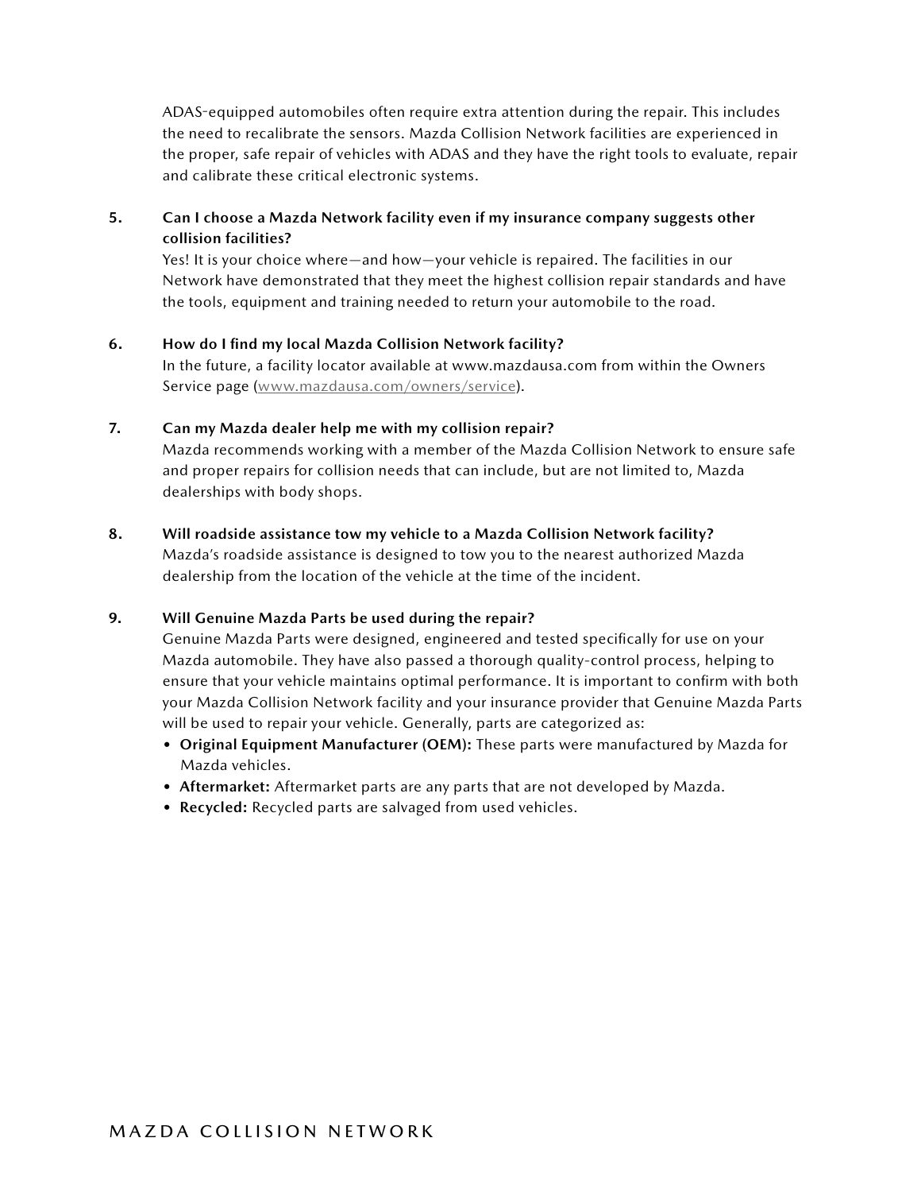ADAS-equipped automobiles often require extra attention during the repair. This includes the need to recalibrate the sensors. Mazda Collision Network facilities are experienced in the proper, safe repair of vehicles with ADAS and they have the right tools to evaluate, repair and calibrate these critical electronic systems.

5. **Can I choose a Mazda Network facility even if my insurance company suggests other collision facilities?**
   Yes! It is your choice where—and how—your vehicle is repaired. The facilities in our Network have demonstrated that they meet the highest collision repair standards and have the tools, equipment and training needed to return your automobile to the road.

6. **How do I find my local Mazda Collision Network facility?**
   In the future, a facility locator available at www.mazdausa.com from within the Owners Service page (www.mazdausa.com/owners/service).

7. **Can my Mazda dealer help me with my collision repair?**
   Mazda recommends working with a member of the Mazda Collision Network to ensure safe and proper repairs for collision needs that can include, but are not limited to, Mazda dealerships with body shops.

8. **Will roadside assistance tow my vehicle to a Mazda Collision Network facility?**
   Mazda's roadside assistance is designed to tow you to the nearest authorized Mazda dealership from the location of the vehicle at the time of the incident.

9. **Will Genuine Mazda Parts be used during the repair?**
   Genuine Mazda Parts were designed, engineered and tested specifically for use on your Mazda automobile. They have also passed a thorough quality-control process, helping to ensure that your vehicle maintains optimal performance. It is important to confirm with both your Mazda Collision Network facility and your insurance provider that Genuine Mazda Parts will be used to repair your vehicle. Generally, parts are categorized as:
   - **Original Equipment Manufacturer (OEM):** These parts were manufactured by Mazda for Mazda vehicles.
   - **Aftermarket:** Aftermarket parts are any parts that are not developed by Mazda.
   - **Recycled:** Recycled parts are salvaged from used vehicles.